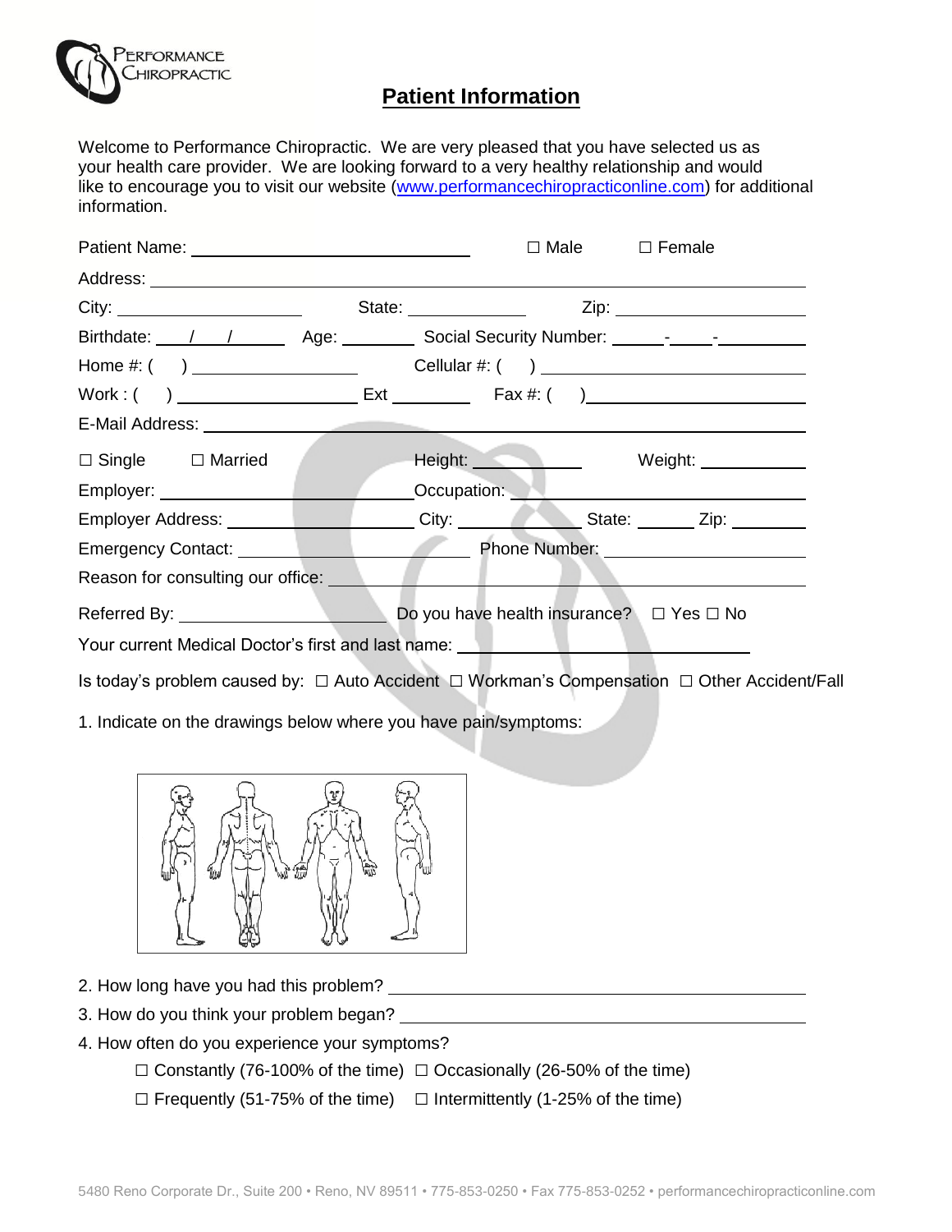PERFORMANCE CHIROPRACTIC

# Patient Information

Welcome to Performance Chiropractic. We are very pleased that you have selected us as your health care provider. We are looking forward to a very healthy relationship and would like to encourage you to visit our website (www.performancechiropracticonline.com) for additional information.

Patient Name: ______________________________ ☐ Male ☐ Female

Address: ______________________________________________________________

City: ____________________ State: ____________ Zip: ____________________

Birthdate: ___/___/______ Age: ________ Social Security Number: ______-_____-__________

Home #: ( ) ________________ Cellular #: ( ) ________________________

Work : ( ) ____________________ Ext _________ Fax #: ( ) ______________________

E-Mail Address: ________________________________________________________

☐ Single ☐ Married Height: ____________ Weight: ____________

Employer: ____________________________ Occupation: ____________________________

Employer Address: ____________________ City: ______________ State: ______ Zip: ________

Emergency Contact: ____________________________ Phone Number: ______________________

Reason for consulting our office: ________________________________________________

Referred By: ______________________ Do you have health insurance? ☐ Yes ☐ No

Your current Medical Doctor's first and last name: ________________________________

Is today's problem caused by: ☐ Auto Accident ☐ Workman's Compensation ☐ Other Accident/Fall

1. Indicate on the drawings below where you have pain/symptoms:

2. How long have you had this problem? ________________________________________________

3. How do you think your problem began? ______________________________________________

4. How often do you experience your symptoms?

☐ Constantly (76-100% of the time) ☐ Occasionally (26-50% of the time)

☐ Frequently (51-75% of the time) ☐ Intermittently (1-25% of the time)

5480 Reno Corporate Dr., Suite 200 • Reno, NV 89511 • 775-853-0250 • Fax 775-853-0252 • performancechiropracticonline.com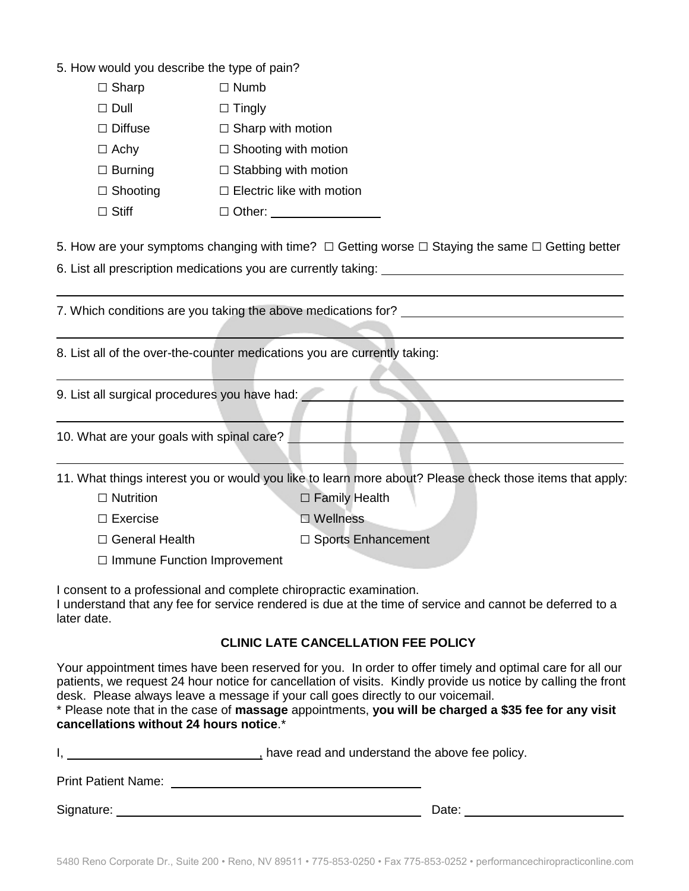5. How would you describe the type of pain?

☐ Sharp ☐ Numb

☐ Dull ☐ Tingly

☐ Diffuse ☐ Sharp with motion

☐ Achy ☐ Shooting with motion

☐ Burning ☐ Stabbing with motion

☐ Shooting ☐ Electric like with motion

☐ Stiff ☐ Other: ________________

5. How are your symptoms changing with time? ☐ Getting worse ☐ Staying the same ☐ Getting better

6. List all prescription medications you are currently taking: ______________________________

______________________________________________________________________________

7. Which conditions are you taking the above medications for? ______________________________

______________________________________________________________________________

8. List all of the over-the-counter medications you are currently taking:

______________________________________________________________________________

9. List all surgical procedures you have had: ______________________________

______________________________________________________________________________

10. What are your goals with spinal care? ______________________________

______________________________________________________________________________

11. What things interest you or would you like to learn more about? Please check those items that apply:

☐ Nutrition ☐ Family Health

☐ Exercise ☐ Wellness

☐ General Health ☐ Sports Enhancement

☐ Immune Function Improvement

I consent to a professional and complete chiropractic examination.
I understand that any fee for service rendered is due at the time of service and cannot be deferred to a later date.

**CLINIC LATE CANCELLATION FEE POLICY**

Your appointment times have been reserved for you. In order to offer timely and optimal care for all our patients, we request 24 hour notice for cancellation of visits. Kindly provide us notice by calling the front desk. Please always leave a message if your call goes directly to our voicemail.
* Please note that in the case of **massage** appointments, **you will be charged a $35 fee for any visit cancellations without 24 hours notice**.*

I, ____________________________, have read and understand the above fee policy.

Print Patient Name: ____________________________

Signature: ____________________________ Date: ____________________

5480 Reno Corporate Dr., Suite 200 • Reno, NV 89511 • 775-853-0250 • Fax 775-853-0252 • performancechiropracticonline.com